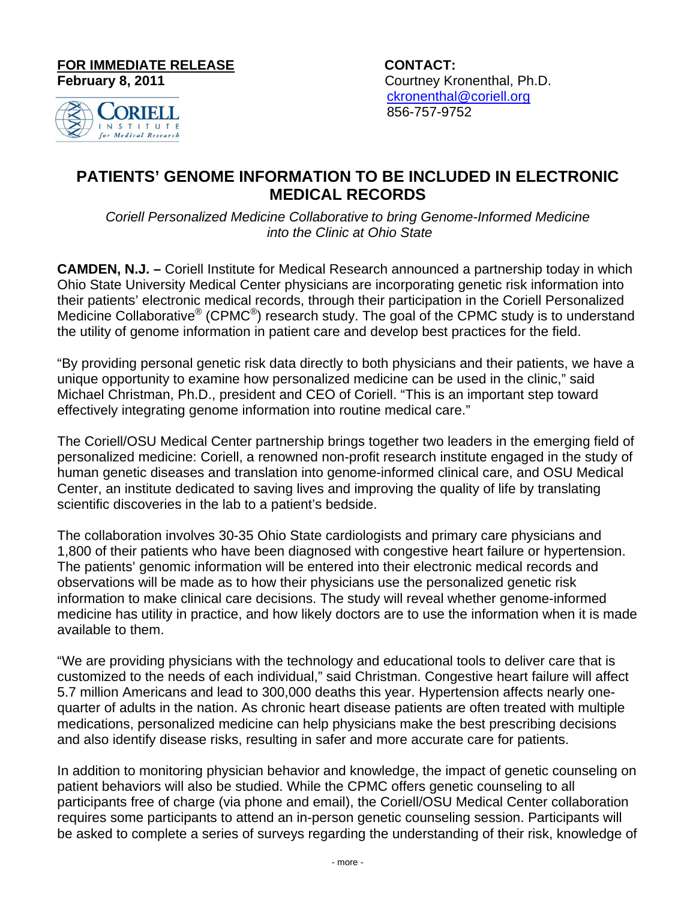**FOR IMMEDIATE RELEASE**
**February 8, 2011**

**CONTACT:**
Courtney Kronenthal, Ph.D.
ckronenthal@coriell.org
856-757-9752

# PATIENTS' GENOME INFORMATION TO BE INCLUDED IN ELECTRONIC MEDICAL RECORDS

*Coriell Personalized Medicine Collaborative to bring Genome-Informed Medicine into the Clinic at Ohio State*

**CAMDEN, N.J. –** Coriell Institute for Medical Research announced a partnership today in which Ohio State University Medical Center physicians are incorporating genetic risk information into their patients' electronic medical records, through their participation in the Coriell Personalized Medicine Collaborative® (CPMC®) research study. The goal of the CPMC study is to understand the utility of genome information in patient care and develop best practices for the field.

"By providing personal genetic risk data directly to both physicians and their patients, we have a unique opportunity to examine how personalized medicine can be used in the clinic," said Michael Christman, Ph.D., president and CEO of Coriell. "This is an important step toward effectively integrating genome information into routine medical care."

The Coriell/OSU Medical Center partnership brings together two leaders in the emerging field of personalized medicine: Coriell, a renowned non-profit research institute engaged in the study of human genetic diseases and translation into genome-informed clinical care, and OSU Medical Center, an institute dedicated to saving lives and improving the quality of life by translating scientific discoveries in the lab to a patient's bedside.

The collaboration involves 30-35 Ohio State cardiologists and primary care physicians and 1,800 of their patients who have been diagnosed with congestive heart failure or hypertension. The patients' genomic information will be entered into their electronic medical records and observations will be made as to how their physicians use the personalized genetic risk information to make clinical care decisions. The study will reveal whether genome-informed medicine has utility in practice, and how likely doctors are to use the information when it is made available to them.

"We are providing physicians with the technology and educational tools to deliver care that is customized to the needs of each individual," said Christman. Congestive heart failure will affect 5.7 million Americans and lead to 300,000 deaths this year. Hypertension affects nearly one-quarter of adults in the nation. As chronic heart disease patients are often treated with multiple medications, personalized medicine can help physicians make the best prescribing decisions and also identify disease risks, resulting in safer and more accurate care for patients.

In addition to monitoring physician behavior and knowledge, the impact of genetic counseling on patient behaviors will also be studied. While the CPMC offers genetic counseling to all participants free of charge (via phone and email), the Coriell/OSU Medical Center collaboration requires some participants to attend an in-person genetic counseling session. Participants will be asked to complete a series of surveys regarding the understanding of their risk, knowledge of

- more -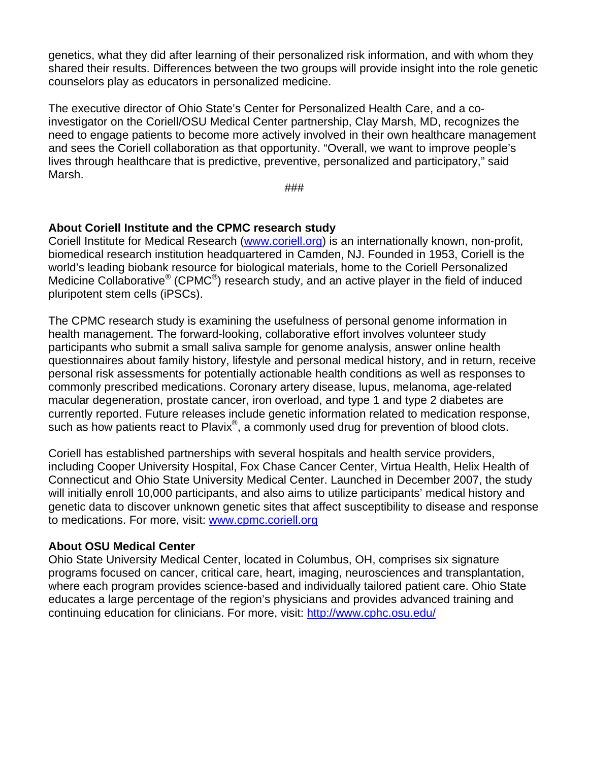genetics, what they did after learning of their personalized risk information, and with whom they shared their results. Differences between the two groups will provide insight into the role genetic counselors play as educators in personalized medicine.

The executive director of Ohio State's Center for Personalized Health Care, and a co-investigator on the Coriell/OSU Medical Center partnership, Clay Marsh, MD, recognizes the need to engage patients to become more actively involved in their own healthcare management and sees the Coriell collaboration as that opportunity. "Overall, we want to improve people's lives through healthcare that is predictive, preventive, personalized and participatory," said Marsh.

###

**About Coriell Institute and the CPMC research study**

Coriell Institute for Medical Research (www.coriell.org) is an internationally known, non-profit, biomedical research institution headquartered in Camden, NJ. Founded in 1953, Coriell is the world's leading biobank resource for biological materials, home to the Coriell Personalized Medicine Collaborative® (CPMC®) research study, and an active player in the field of induced pluripotent stem cells (iPSCs).

The CPMC research study is examining the usefulness of personal genome information in health management. The forward-looking, collaborative effort involves volunteer study participants who submit a small saliva sample for genome analysis, answer online health questionnaires about family history, lifestyle and personal medical history, and in return, receive personal risk assessments for potentially actionable health conditions as well as responses to commonly prescribed medications. Coronary artery disease, lupus, melanoma, age-related macular degeneration, prostate cancer, iron overload, and type 1 and type 2 diabetes are currently reported. Future releases include genetic information related to medication response, such as how patients react to Plavix®, a commonly used drug for prevention of blood clots.

Coriell has established partnerships with several hospitals and health service providers, including Cooper University Hospital, Fox Chase Cancer Center, Virtua Health, Helix Health of Connecticut and Ohio State University Medical Center. Launched in December 2007, the study will initially enroll 10,000 participants, and also aims to utilize participants' medical history and genetic data to discover unknown genetic sites that affect susceptibility to disease and response to medications. For more, visit: www.cpmc.coriell.org

**About OSU Medical Center**

Ohio State University Medical Center, located in Columbus, OH, comprises six signature programs focused on cancer, critical care, heart, imaging, neurosciences and transplantation, where each program provides science-based and individually tailored patient care. Ohio State educates a large percentage of the region's physicians and provides advanced training and continuing education for clinicians. For more, visit: http://www.cphc.osu.edu/